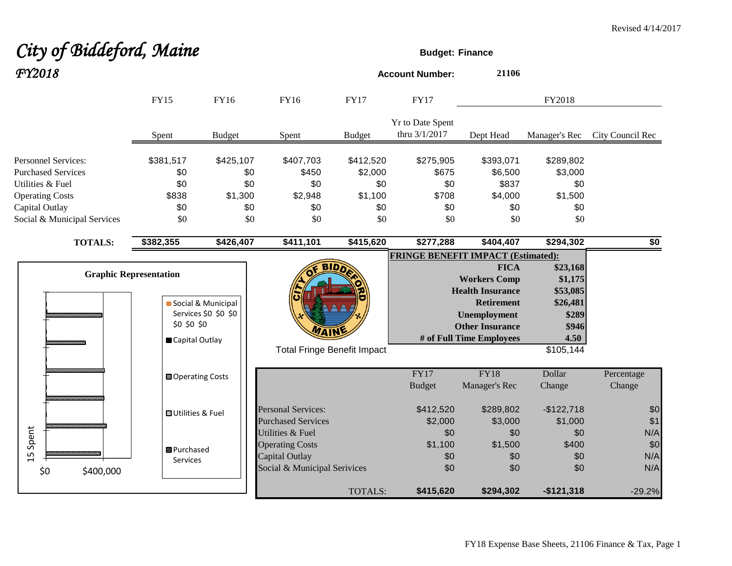Revised 4/14/2017

# *City of Biddeford, Maine*
## *FY2018*

**Budget: Finance**

**Account Number:** 21106

| | FY15 | FY16 | FY16 | FY17 | FY17 | FY2018 | | |
|---|---|---|---|---|---|---|---|---|
| | Spent | Budget | Spent | Budget | Yr to Date Spent thru 3/1/2017 | Dept Head | Manager's Rec | City Council Rec |
| Personnel Services: | $381,517 | $425,107 | $407,703 | $412,520 | $275,905 | $393,071 | $289,802 | |
| Purchased Services | $0 | $0 | $450 | $2,000 | $675 | $6,500 | $3,000 | |
| Utilities & Fuel | $0 | $0 | $0 | $0 | $0 | $837 | $0 | |
| Operating Costs | $838 | $1,300 | $2,948 | $1,100 | $708 | $4,000 | $1,500 | |
| Capital Outlay | $0 | $0 | $0 | $0 | $0 | $0 | $0 | |
| Social & Municipal Services | $0 | $0 | $0 | $0 | $0 | $0 | $0 | |
| **TOTALS:** | **$382,355** | **$426,407** | **$411,101** | **$415,620** | **$277,288** | **$404,407** | **$294,302** | **$0** |

**FRINGE BENEFIT IMPACT (Estimated):**

| | |
|---|---|
| **FICA** | **$23,168** |
| **Workers Comp** | **$1,175** |
| **Health Insurance** | **$53,085** |
| **Retirement** | **$26,481** |
| **Unemployment** | **$289** |
| **Other Insurance** | **$946** |
| **# of Full Time Employees** | **4.50** |
| Total Fringe Benefit Impact | $105,144 |

**Graphic Representation**

Legend: Social & Municipal Services $0 $0 $0 $0 $0 $0; Capital Outlay; Operating Costs; Utilities & Fuel; Purchased Services

Axis: $0, $400,000; 15 Spent

| | FY17 Budget | FY18 Manager's Rec | Dollar Change | Percentage Change |
|---|---|---|---|---|
| Personal Services: | $412,520 | $289,802 | -$122,718 | $0 |
| Purchased Services | $2,000 | $3,000 | $1,000 | $1 |
| Utilities & Fuel | $0 | $0 | $0 | N/A |
| Operating Costs | $1,100 | $1,500 | $400 | $0 |
| Capital Outlay | $0 | $0 | $0 | N/A |
| Social & Municipal Serivices | $0 | $0 | $0 | N/A |
| TOTALS: | **$415,620** | **$294,302** | **-$121,318** | -29.2% |

FY18 Expense Base Sheets, 21106 Finance & Tax, Page 1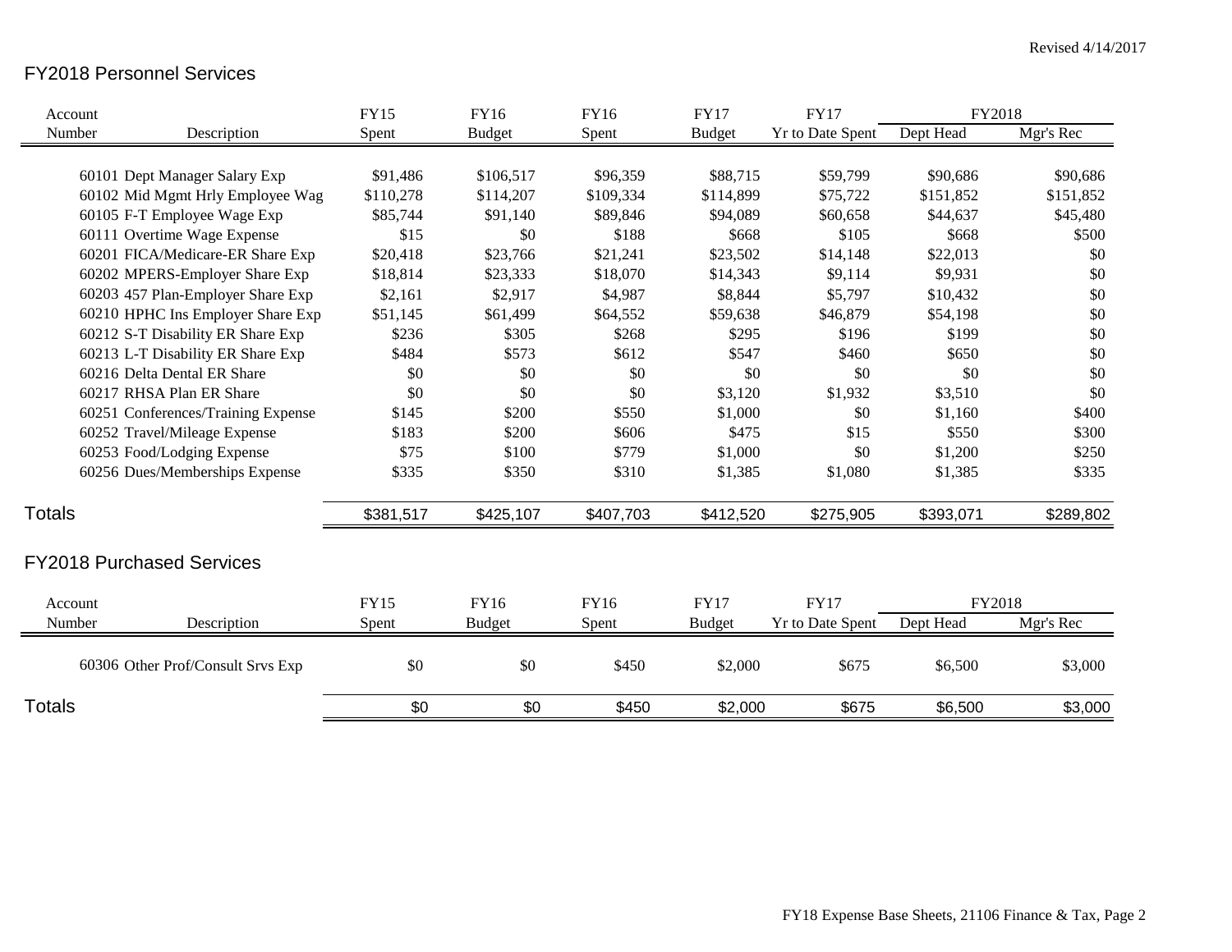Revised 4/14/2017

## FY2018 Personnel Services

| Account Number | Description | FY15 Spent | FY16 Budget | FY16 Spent | FY17 Budget | FY17 Yr to Date Spent | FY2018 Dept Head | FY2018 Mgr's Rec |
|---|---|---|---|---|---|---|---|---|
| 60101 | Dept Manager Salary Exp | $91,486 | $106,517 | $96,359 | $88,715 | $59,799 | $90,686 | $90,686 |
| 60102 | Mid Mgmt Hrly Employee Wag | $110,278 | $114,207 | $109,334 | $114,899 | $75,722 | $151,852 | $151,852 |
| 60105 | F-T Employee Wage Exp | $85,744 | $91,140 | $89,846 | $94,089 | $60,658 | $44,637 | $45,480 |
| 60111 | Overtime Wage Expense | $15 | $0 | $188 | $668 | $105 | $668 | $500 |
| 60201 | FICA/Medicare-ER Share Exp | $20,418 | $23,766 | $21,241 | $23,502 | $14,148 | $22,013 | $0 |
| 60202 | MPERS-Employer Share Exp | $18,814 | $23,333 | $18,070 | $14,343 | $9,114 | $9,931 | $0 |
| 60203 | 457 Plan-Employer Share Exp | $2,161 | $2,917 | $4,987 | $8,844 | $5,797 | $10,432 | $0 |
| 60210 | HPHC Ins Employer Share Exp | $51,145 | $61,499 | $64,552 | $59,638 | $46,879 | $54,198 | $0 |
| 60212 | S-T Disability ER Share Exp | $236 | $305 | $268 | $295 | $196 | $199 | $0 |
| 60213 | L-T Disability ER Share Exp | $484 | $573 | $612 | $547 | $460 | $650 | $0 |
| 60216 | Delta Dental ER Share | $0 | $0 | $0 | $0 | $0 | $0 | $0 |
| 60217 | RHSA Plan ER Share | $0 | $0 | $0 | $3,120 | $1,932 | $3,510 | $0 |
| 60251 | Conferences/Training Expense | $145 | $200 | $550 | $1,000 | $0 | $1,160 | $400 |
| 60252 | Travel/Mileage Expense | $183 | $200 | $606 | $475 | $15 | $550 | $300 |
| 60253 | Food/Lodging Expense | $75 | $100 | $779 | $1,000 | $0 | $1,200 | $250 |
| 60256 | Dues/Memberships Expense | $335 | $350 | $310 | $1,385 | $1,080 | $1,385 | $335 |
| **Totals** | | $381,517 | $425,107 | $407,703 | $412,520 | $275,905 | $393,071 | $289,802 |

## FY2018 Purchased Services

| Account Number | Description | FY15 Spent | FY16 Budget | FY16 Spent | FY17 Budget | FY17 Yr to Date Spent | FY2018 Dept Head | FY2018 Mgr's Rec |
|---|---|---|---|---|---|---|---|---|
| 60306 | Other Prof/Consult Srvs Exp | $0 | $0 | $450 | $2,000 | $675 | $6,500 | $3,000 |
| **Totals** | | $0 | $0 | $450 | $2,000 | $675 | $6,500 | $3,000 |

FY18 Expense Base Sheets, 21106 Finance & Tax, Page 2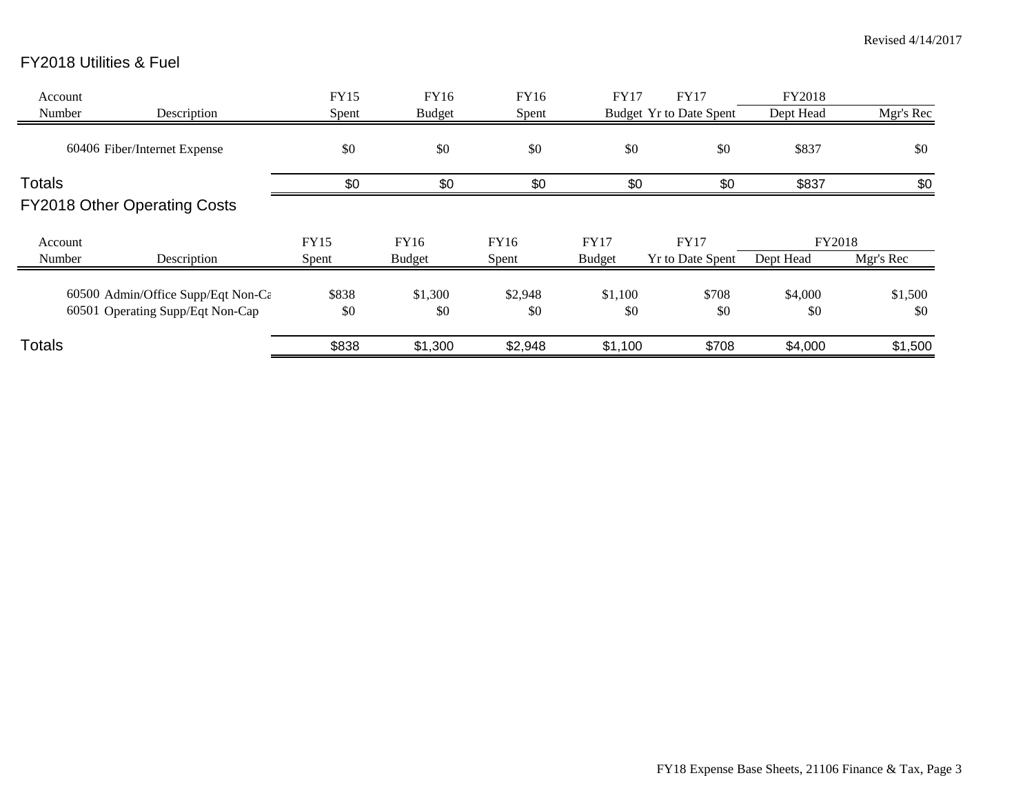Revised 4/14/2017

## FY2018 Utilities & Fuel

| Account Number | Description | FY15 Spent | FY16 Budget | FY16 Spent | FY17 Budget | FY17 Yr to Date Spent | FY2018 Dept Head | Mgr's Rec |
|---|---|---|---|---|---|---|---|---|
| 60406 | Fiber/Internet Expense | $0 | $0 | $0 | $0 | $0 | $837 | $0 |
| **Totals** | | $0 | $0 | $0 | $0 | $0 | $837 | $0 |

## FY2018 Other Operating Costs

| Account Number | Description | FY15 Spent | FY16 Budget | FY16 Spent | FY17 Budget | FY17 Yr to Date Spent | FY2018 Dept Head | FY2018 Mgr's Rec |
|---|---|---|---|---|---|---|---|---|
| 60500 | Admin/Office Supp/Eqt Non-Ca | $838 | $1,300 | $2,948 | $1,100 | $708 | $4,000 | $1,500 |
| 60501 | Operating Supp/Eqt Non-Cap | $0 | $0 | $0 | $0 | $0 | $0 | $0 |
| **Totals** | | $838 | $1,300 | $2,948 | $1,100 | $708 | $4,000 | $1,500 |

FY18 Expense Base Sheets, 21106 Finance & Tax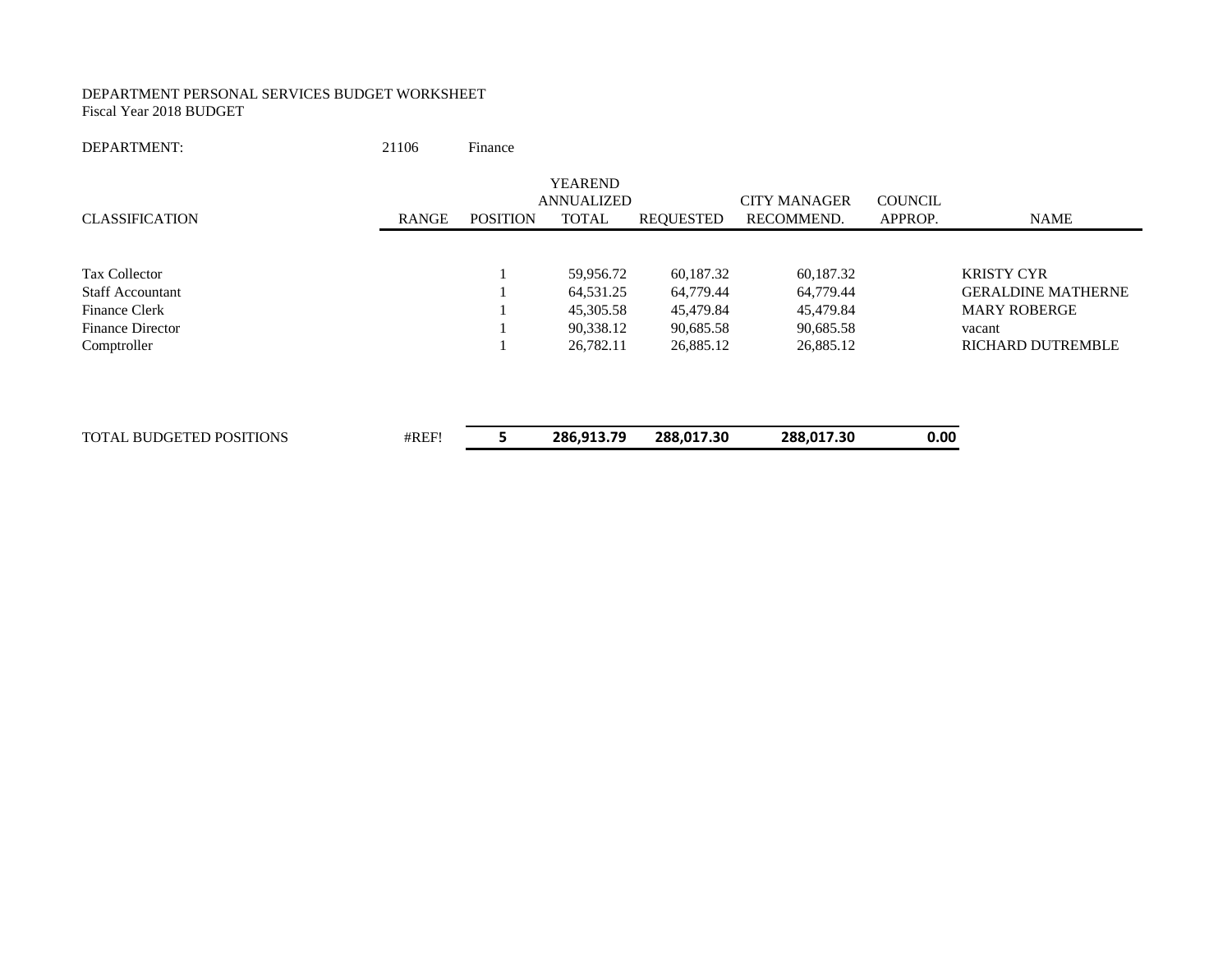DEPARTMENT PERSONAL SERVICES BUDGET WORKSHEET
Fiscal Year 2018 BUDGET

DEPARTMENT: 21106 Finance

| CLASSIFICATION | RANGE | POSITION | YEAREND ANNUALIZED TOTAL | REQUESTED | CITY MANAGER RECOMMEND. | COUNCIL APPROP. | NAME |
|---|---|---|---|---|---|---|---|
| Tax Collector | | 1 | 59,956.72 | 60,187.32 | 60,187.32 | | KRISTY CYR |
| Staff Accountant | | 1 | 64,531.25 | 64,779.44 | 64,779.44 | | GERALDINE MATHERNE |
| Finance Clerk | | 1 | 45,305.58 | 45,479.84 | 45,479.84 | | MARY ROBERGE |
| Finance Director | | 1 | 90,338.12 | 90,685.58 | 90,685.58 | | vacant |
| Comptroller | | 1 | 26,782.11 | 26,885.12 | 26,885.12 | | RICHARD DUTREMBLE |
| TOTAL BUDGETED POSITIONS | #REF! | **5** | **286,913.79** | **288,017.30** | **288,017.30** | **0.00** | |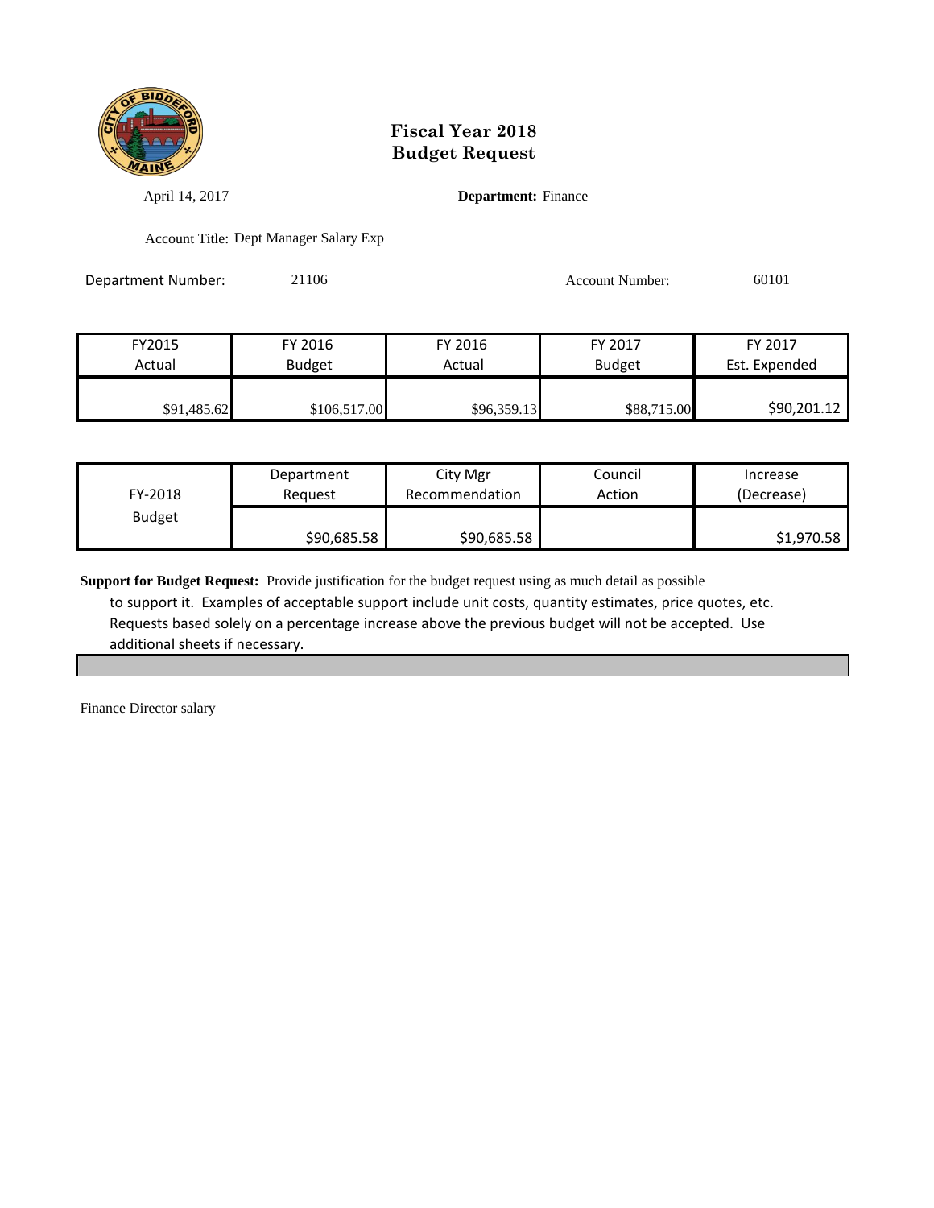# Fiscal Year 2018
# Budget Request

April 14, 2017

**Department:** Finance

Account Title: Dept Manager Salary Exp

Department Number: 21106

Account Number: 60101

| FY2015 Actual | FY 2016 Budget | FY 2016 Actual | FY 2017 Budget | FY 2017 Est. Expended |
|---|---|---|---|---|
| $91,485.62 | $106,517.00 | $96,359.13 | $88,715.00 | $90,201.12 |

| FY-2018 Budget | Department Request | City Mgr Recommendation | Council Action | Increase (Decrease) |
|---|---|---|---|---|
| | $90,685.58 | $90,685.58 | | $1,970.58 |

**Support for Budget Request:** Provide justification for the budget request using as much detail as possible to support it. Examples of acceptable support include unit costs, quantity estimates, price quotes, etc. Requests based solely on a percentage increase above the previous budget will not be accepted. Use additional sheets if necessary.

Finance Director salary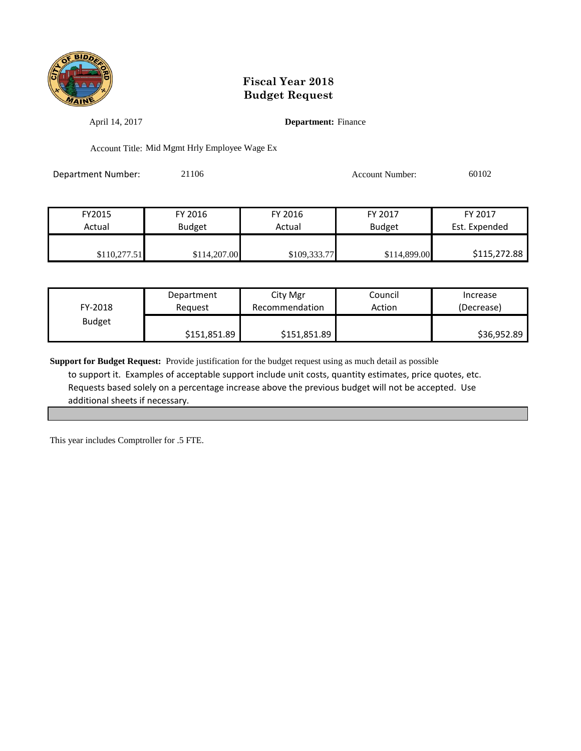# Fiscal Year 2018
# Budget Request

April 14, 2017

**Department:** Finance

Account Title: Mid Mgmt Hrly Employee Wage Ex

Department Number: 21106

Account Number: 60102

| FY2015 Actual | FY 2016 Budget | FY 2016 Actual | FY 2017 Budget | FY 2017 Est. Expended |
|---|---|---|---|---|
| $110,277.51 | $114,207.00 | $109,333.77 | $114,899.00 | $115,272.88 |

| FY-2018 Budget | Department Request | City Mgr Recommendation | Council Action | Increase (Decrease) |
|---|---|---|---|---|
| | $151,851.89 | $151,851.89 | | $36,952.89 |

**Support for Budget Request:** Provide justification for the budget request using as much detail as possible to support it. Examples of acceptable support include unit costs, quantity estimates, price quotes, etc. Requests based solely on a percentage increase above the previous budget will not be accepted. Use additional sheets if necessary.

This year includes Comptroller for .5 FTE.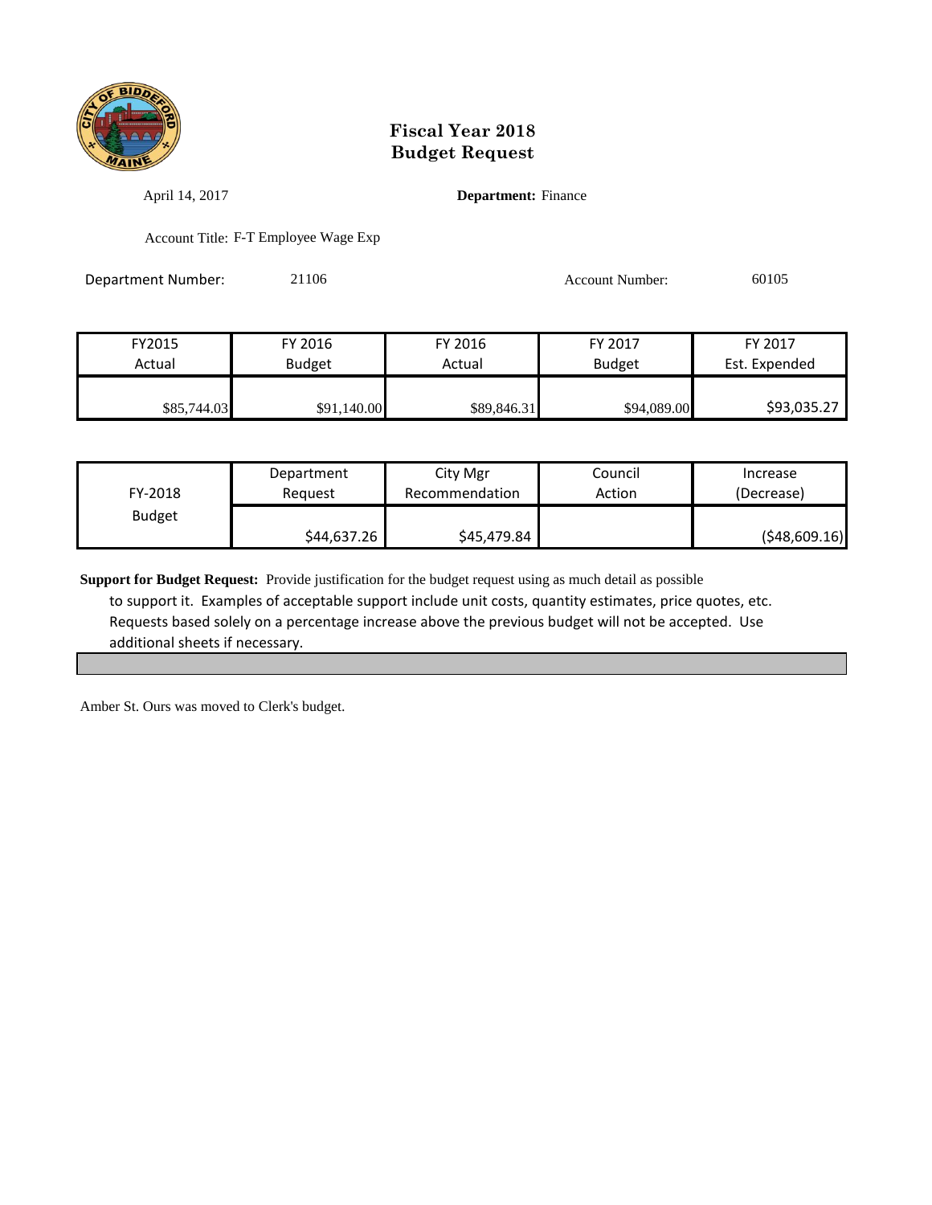# Fiscal Year 2018
# Budget Request

April 14, 2017

**Department:** Finance

Account Title: F-T Employee Wage Exp

Department Number: 21106

Account Number: 60105

| FY2015 Actual | FY 2016 Budget | FY 2016 Actual | FY 2017 Budget | FY 2017 Est. Expended |
|---|---|---|---|---|
| $85,744.03 | $91,140.00 | $89,846.31 | $94,089.00 | $93,035.27 |

| FY-2018 Budget | Department Request | City Mgr Recommendation | Council Action | Increase (Decrease) |
|---|---|---|---|---|
| | $44,637.26 | $45,479.84 | | ($48,609.16) |

**Support for Budget Request:** Provide justification for the budget request using as much detail as possible to support it. Examples of acceptable support include unit costs, quantity estimates, price quotes, etc. Requests based solely on a percentage increase above the previous budget will not be accepted. Use additional sheets if necessary.

Amber St. Ours was moved to Clerk's budget.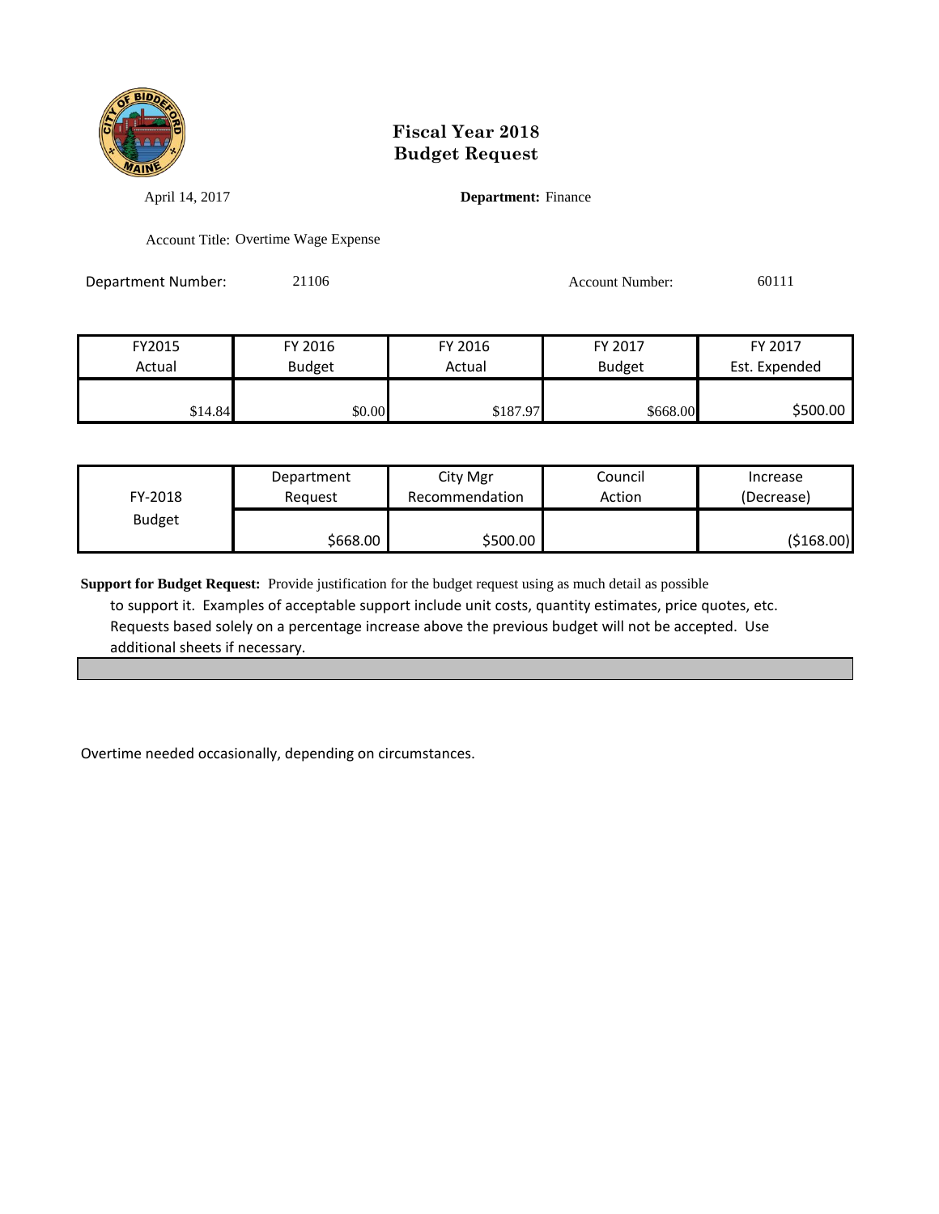# Fiscal Year 2018
# Budget Request

April 14, 2017

**Department:** Finance

Account Title: Overtime Wage Expense

Department Number: 21106

Account Number: 60111

| FY2015 Actual | FY 2016 Budget | FY 2016 Actual | FY 2017 Budget | FY 2017 Est. Expended |
|---|---|---|---|---|
| $14.84 | $0.00 | $187.97 | $668.00 | $500.00 |

| FY-2018 Budget | Department Request | City Mgr Recommendation | Council Action | Increase (Decrease) |
|---|---|---|---|---|
| | $668.00 | $500.00 | | ($168.00) |

**Support for Budget Request:** Provide justification for the budget request using as much detail as possible to support it. Examples of acceptable support include unit costs, quantity estimates, price quotes, etc. Requests based solely on a percentage increase above the previous budget will not be accepted. Use additional sheets if necessary.

Overtime needed occasionally, depending on circumstances.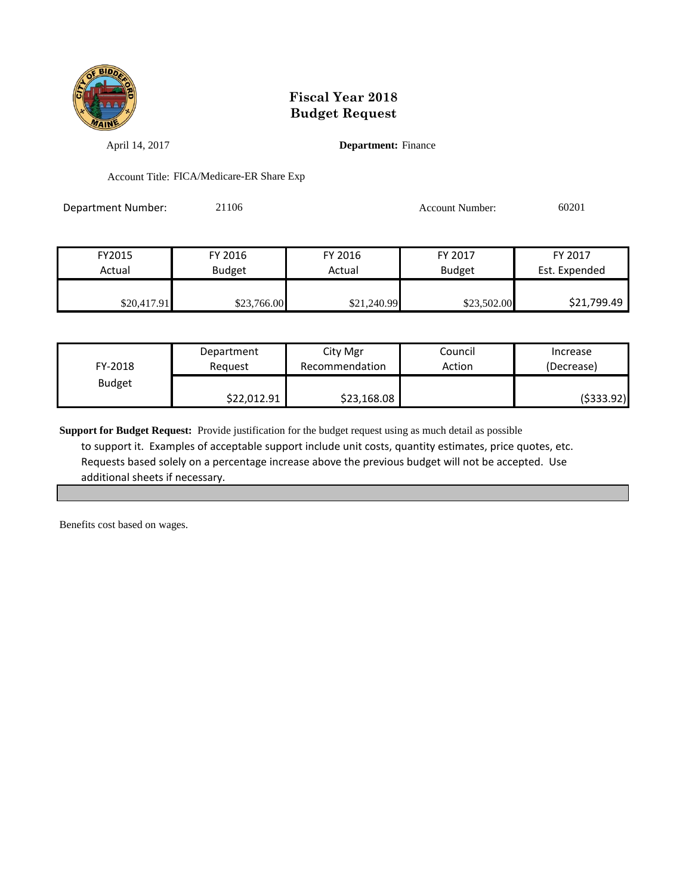# Fiscal Year 2018
# Budget Request

April 14, 2017

**Department:** Finance

Account Title: FICA/Medicare-ER Share Exp

Department Number: 21106

Account Number: 60201

| FY2015 Actual | FY 2016 Budget | FY 2016 Actual | FY 2017 Budget | FY 2017 Est. Expended |
|---|---|---|---|---|
| $20,417.91 | $23,766.00 | $21,240.99 | $23,502.00 | $21,799.49 |

| FY-2018 Budget | Department Request | City Mgr Recommendation | Council Action | Increase (Decrease) |
|---|---|---|---|---|
| | $22,012.91 | $23,168.08 | | ($333.92) |

**Support for Budget Request:** Provide justification for the budget request using as much detail as possible to support it. Examples of acceptable support include unit costs, quantity estimates, price quotes, etc. Requests based solely on a percentage increase above the previous budget will not be accepted. Use additional sheets if necessary.

Benefits cost based on wages.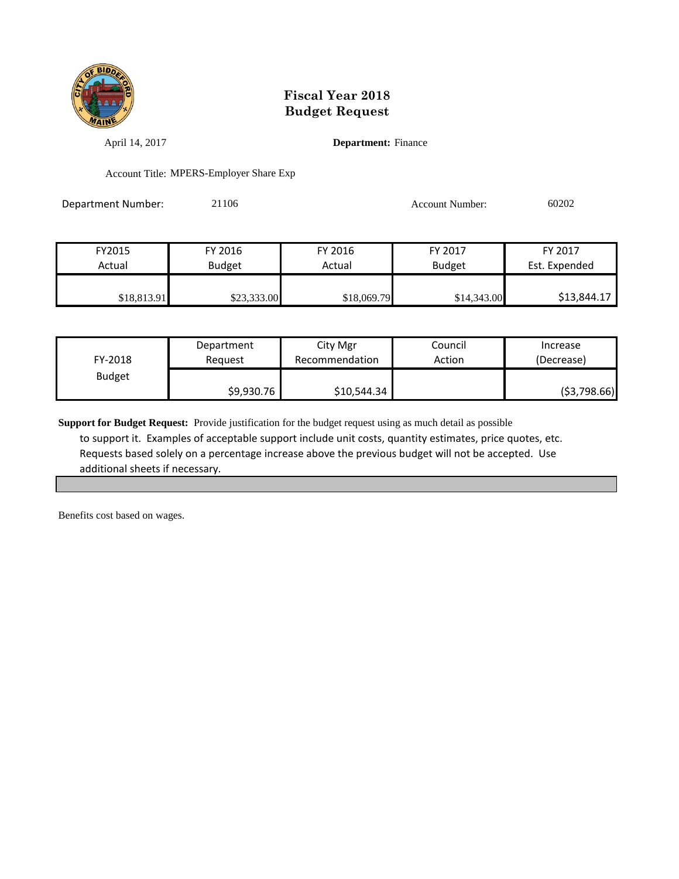# Fiscal Year 2018
# Budget Request

April 14, 2017

**Department:** Finance

Account Title: MPERS-Employer Share Exp

Department Number: 21106

Account Number: 60202

| FY2015 Actual | FY 2016 Budget | FY 2016 Actual | FY 2017 Budget | FY 2017 Est. Expended |
|---|---|---|---|---|
| $18,813.91 | $23,333.00 | $18,069.79 | $14,343.00 | $13,844.17 |

| FY-2018 Budget | Department Request | City Mgr Recommendation | Council Action | Increase (Decrease) |
|---|---|---|---|---|
| | $9,930.76 | $10,544.34 | | ($3,798.66) |

**Support for Budget Request:** Provide justification for the budget request using as much detail as possible to support it. Examples of acceptable support include unit costs, quantity estimates, price quotes, etc. Requests based solely on a percentage increase above the previous budget will not be accepted. Use additional sheets if necessary.

Benefits cost based on wages.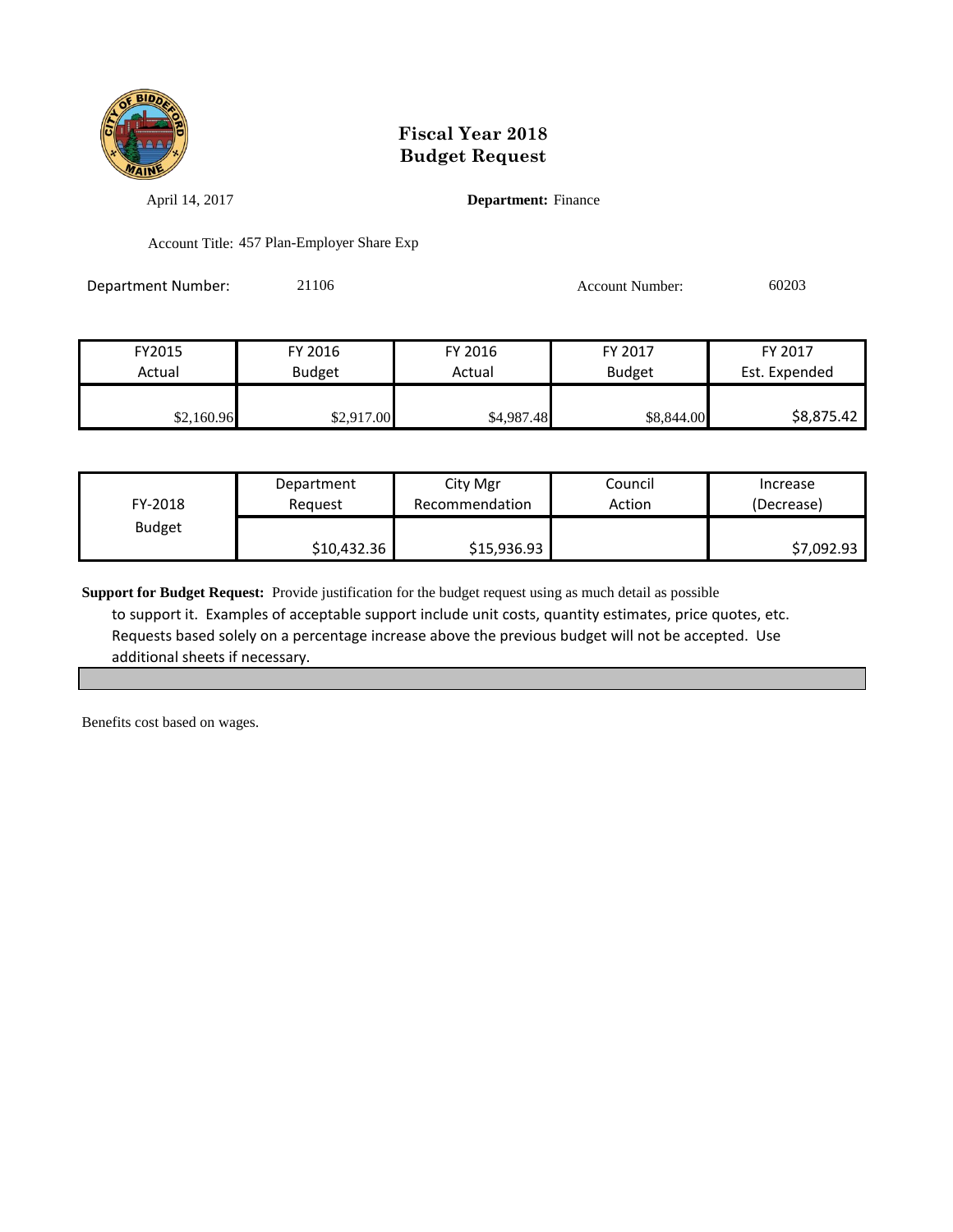# Fiscal Year 2018
# Budget Request

April 14, 2017

**Department:** Finance

Account Title: 457 Plan-Employer Share Exp

Department Number: 21106

Account Number: 60203

| FY2015 Actual | FY 2016 Budget | FY 2016 Actual | FY 2017 Budget | FY 2017 Est. Expended |
|---|---|---|---|---|
| $2,160.96 | $2,917.00 | $4,987.48 | $8,844.00 | $8,875.42 |

| FY-2018 Budget | Department Request | City Mgr Recommendation | Council Action | Increase (Decrease) |
|---|---|---|---|---|
| | $10,432.36 | $15,936.93 | | $7,092.93 |

**Support for Budget Request:** Provide justification for the budget request using as much detail as possible to support it. Examples of acceptable support include unit costs, quantity estimates, price quotes, etc. Requests based solely on a percentage increase above the previous budget will not be accepted. Use additional sheets if necessary.

Benefits cost based on wages.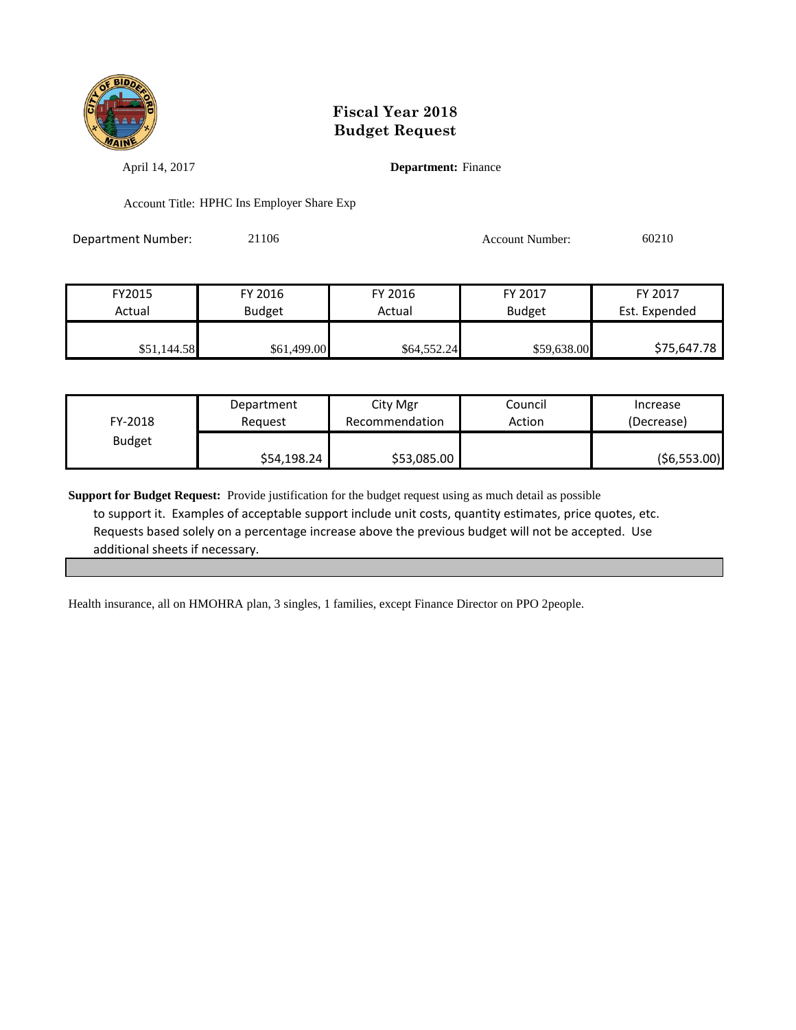# Fiscal Year 2018
# Budget Request

April 14, 2017 **Department:** Finance

Account Title: HPHC Ins Employer Share Exp

Department Number: 21106 Account Number: 60210

| FY2015 Actual | FY 2016 Budget | FY 2016 Actual | FY 2017 Budget | FY 2017 Est. Expended |
|---|---|---|---|---|
| $51,144.58 | $61,499.00 | $64,552.24 | $59,638.00 | $75,647.78 |

| FY-2018 Budget | Department Request | City Mgr Recommendation | Council Action | Increase (Decrease) |
|---|---|---|---|---|
| | $54,198.24 | $53,085.00 | | ($6,553.00) |

**Support for Budget Request:** Provide justification for the budget request using as much detail as possible to support it. Examples of acceptable support include unit costs, quantity estimates, price quotes, etc. Requests based solely on a percentage increase above the previous budget will not be accepted. Use additional sheets if necessary.

Health insurance, all on HMOHRA plan, 3 singles, 1 families, except Finance Director on PPO 2people.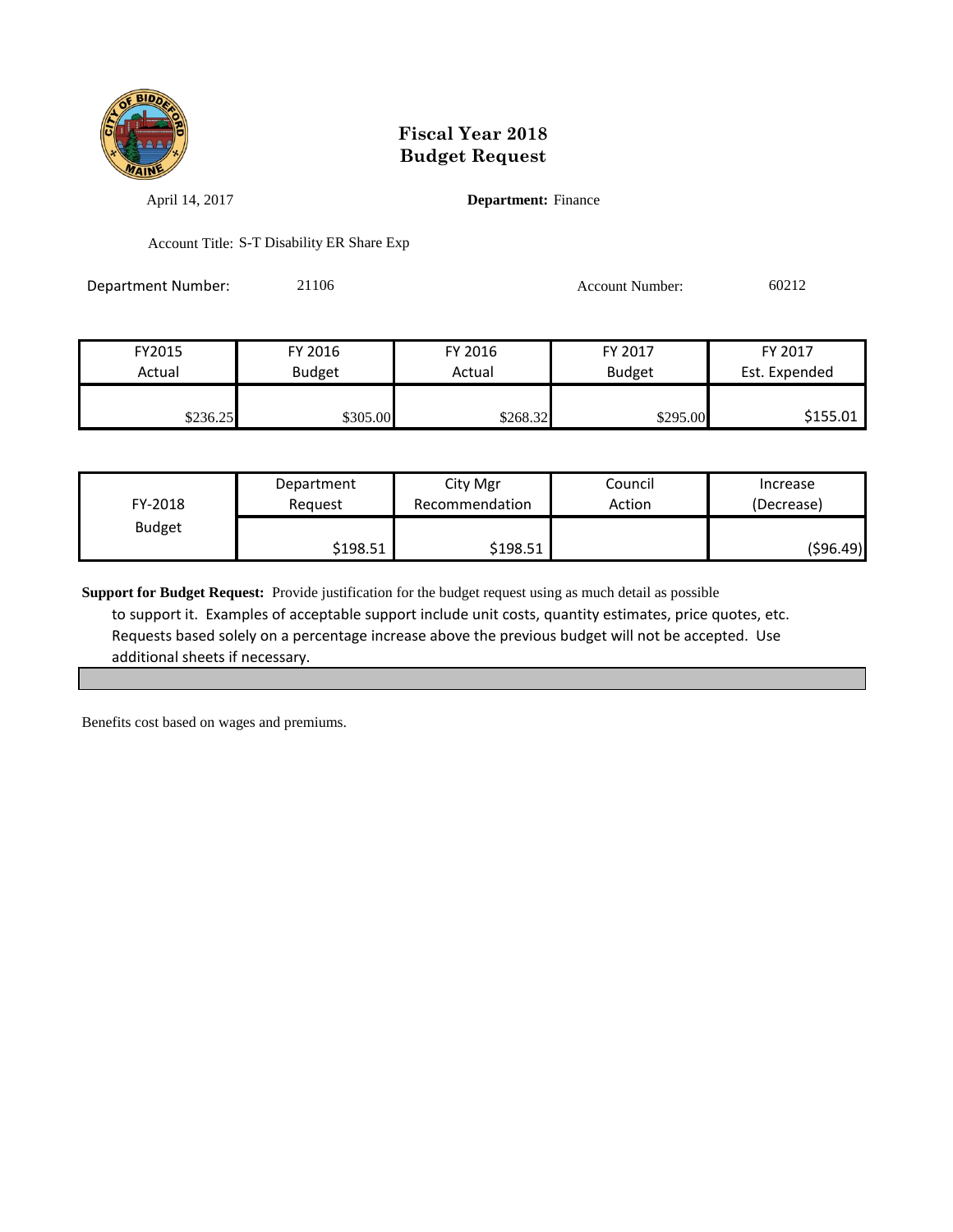# Fiscal Year 2018
# Budget Request

April 14, 2017

**Department:** Finance

Account Title: S-T Disability ER Share Exp

Department Number: 21106

Account Number: 60212

| FY2015 Actual | FY 2016 Budget | FY 2016 Actual | FY 2017 Budget | FY 2017 Est. Expended |
|---|---|---|---|---|
| $236.25 | $305.00 | $268.32 | $295.00 | $155.01 |

| FY-2018 Budget | Department Request | City Mgr Recommendation | Council Action | Increase (Decrease) |
|---|---|---|---|---|
| | $198.51 | $198.51 | | ($96.49) |

**Support for Budget Request:** Provide justification for the budget request using as much detail as possible to support it. Examples of acceptable support include unit costs, quantity estimates, price quotes, etc. Requests based solely on a percentage increase above the previous budget will not be accepted. Use additional sheets if necessary.

Benefits cost based on wages and premiums.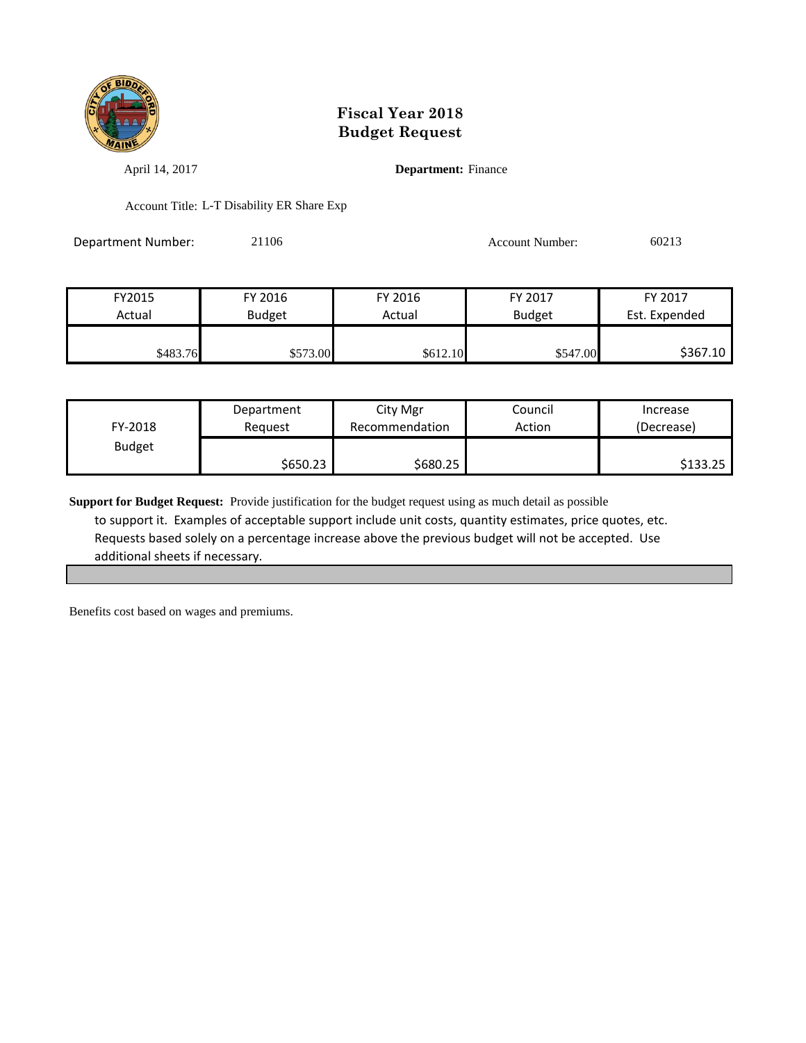# Fiscal Year 2018
# Budget Request

April 14, 2017

**Department:** Finance

Account Title: L-T Disability ER Share Exp

Department Number: 21106

Account Number: 60213

| FY2015 Actual | FY 2016 Budget | FY 2016 Actual | FY 2017 Budget | FY 2017 Est. Expended |
|---|---|---|---|---|
| $483.76 | $573.00 | $612.10 | $547.00 | $367.10 |

| FY-2018 Budget | Department Request | City Mgr Recommendation | Council Action | Increase (Decrease) |
|---|---|---|---|---|
| | $650.23 | $680.25 | | $133.25 |

**Support for Budget Request:** Provide justification for the budget request using as much detail as possible to support it. Examples of acceptable support include unit costs, quantity estimates, price quotes, etc. Requests based solely on a percentage increase above the previous budget will not be accepted. Use additional sheets if necessary.

Benefits cost based on wages and premiums.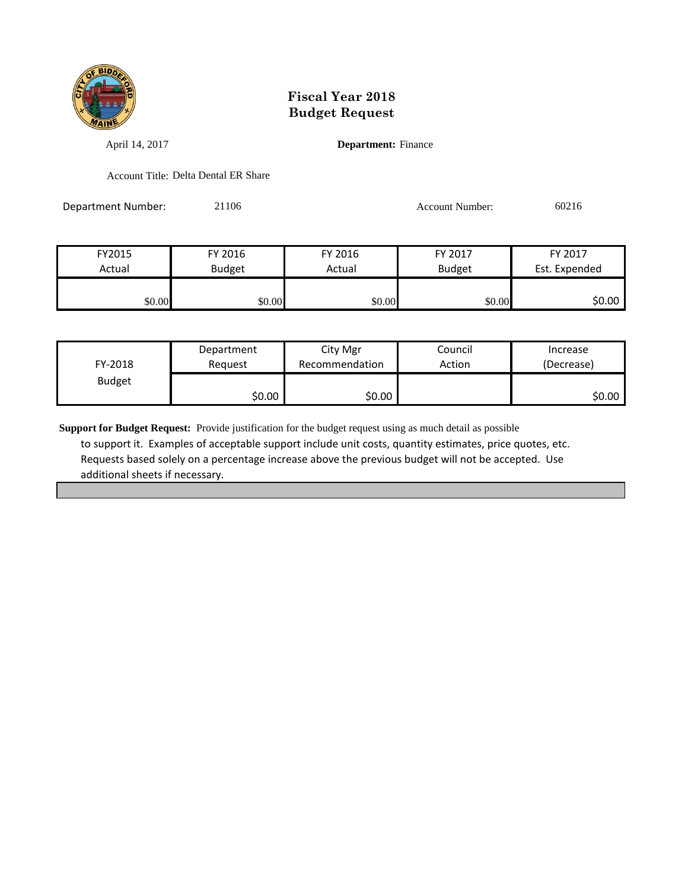# Fiscal Year 2018
# Budget Request

April 14, 2017

**Department:** Finance

Account Title: Delta Dental ER Share

Department Number: 21106

Account Number: 60216

| FY2015 Actual | FY 2016 Budget | FY 2016 Actual | FY 2017 Budget | FY 2017 Est. Expended |
|---|---|---|---|---|
| $0.00 | $0.00 | $0.00 | $0.00 | $0.00 |

| FY-2018 Budget | Department Request | City Mgr Recommendation | Council Action | Increase (Decrease) |
|---|---|---|---|---|
| | $0.00 | $0.00 | | $0.00 |

**Support for Budget Request:** Provide justification for the budget request using as much detail as possible to support it. Examples of acceptable support include unit costs, quantity estimates, price quotes, etc. Requests based solely on a percentage increase above the previous budget will not be accepted. Use additional sheets if necessary.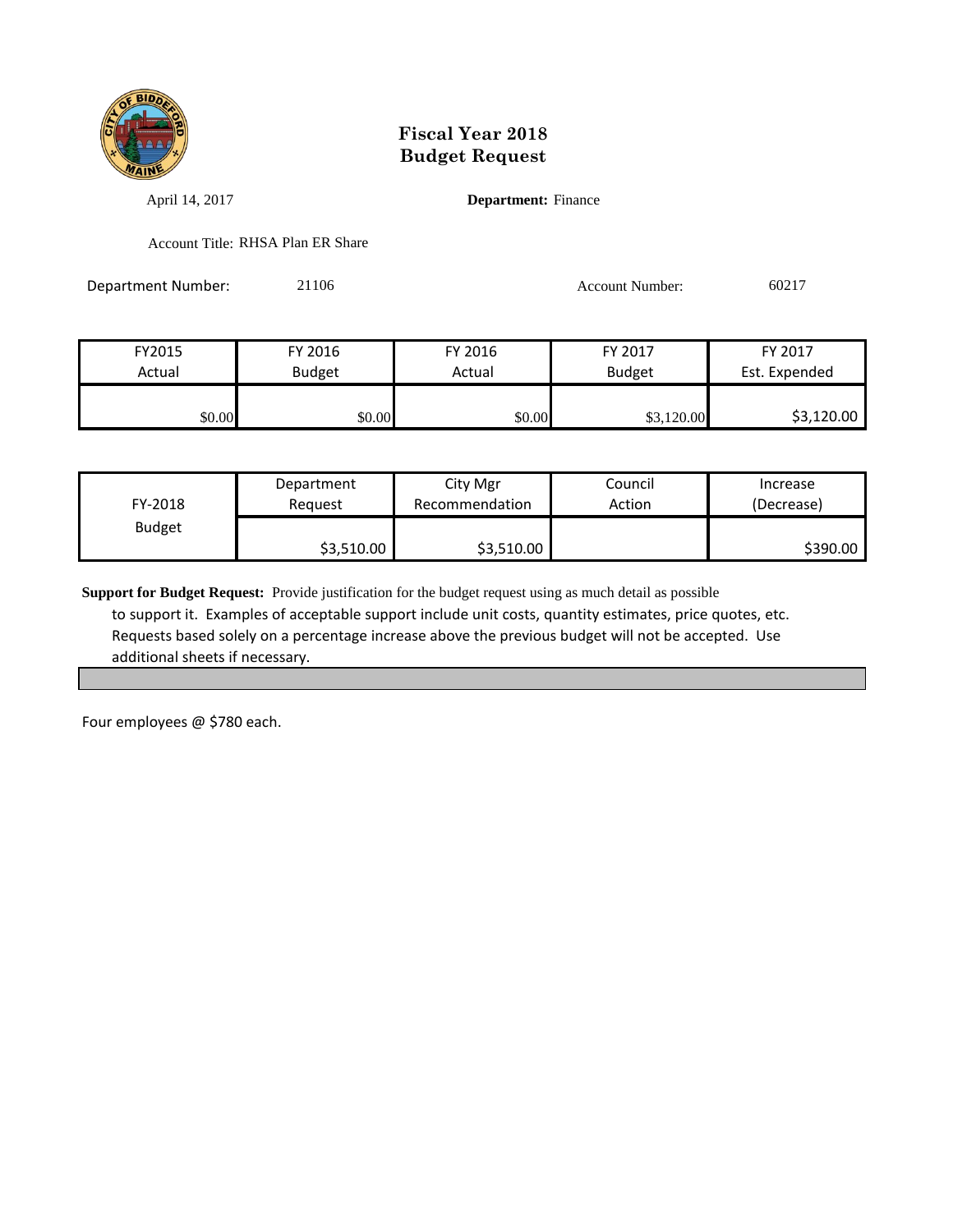# Fiscal Year 2018
# Budget Request

April 14, 2017 **Department:** Finance

Account Title: RHSA Plan ER Share

Department Number: 21106 Account Number: 60217

| FY2015 Actual | FY 2016 Budget | FY 2016 Actual | FY 2017 Budget | FY 2017 Est. Expended |
|---|---|---|---|---|
| $0.00 | $0.00 | $0.00 | $3,120.00 | $3,120.00 |

| FY-2018 Budget | Department Request | City Mgr Recommendation | Council Action | Increase (Decrease) |
|---|---|---|---|---|
| | $3,510.00 | $3,510.00 | | $390.00 |

**Support for Budget Request:** Provide justification for the budget request using as much detail as possible to support it. Examples of acceptable support include unit costs, quantity estimates, price quotes, etc. Requests based solely on a percentage increase above the previous budget will not be accepted. Use additional sheets if necessary.

Four employees @ $780 each.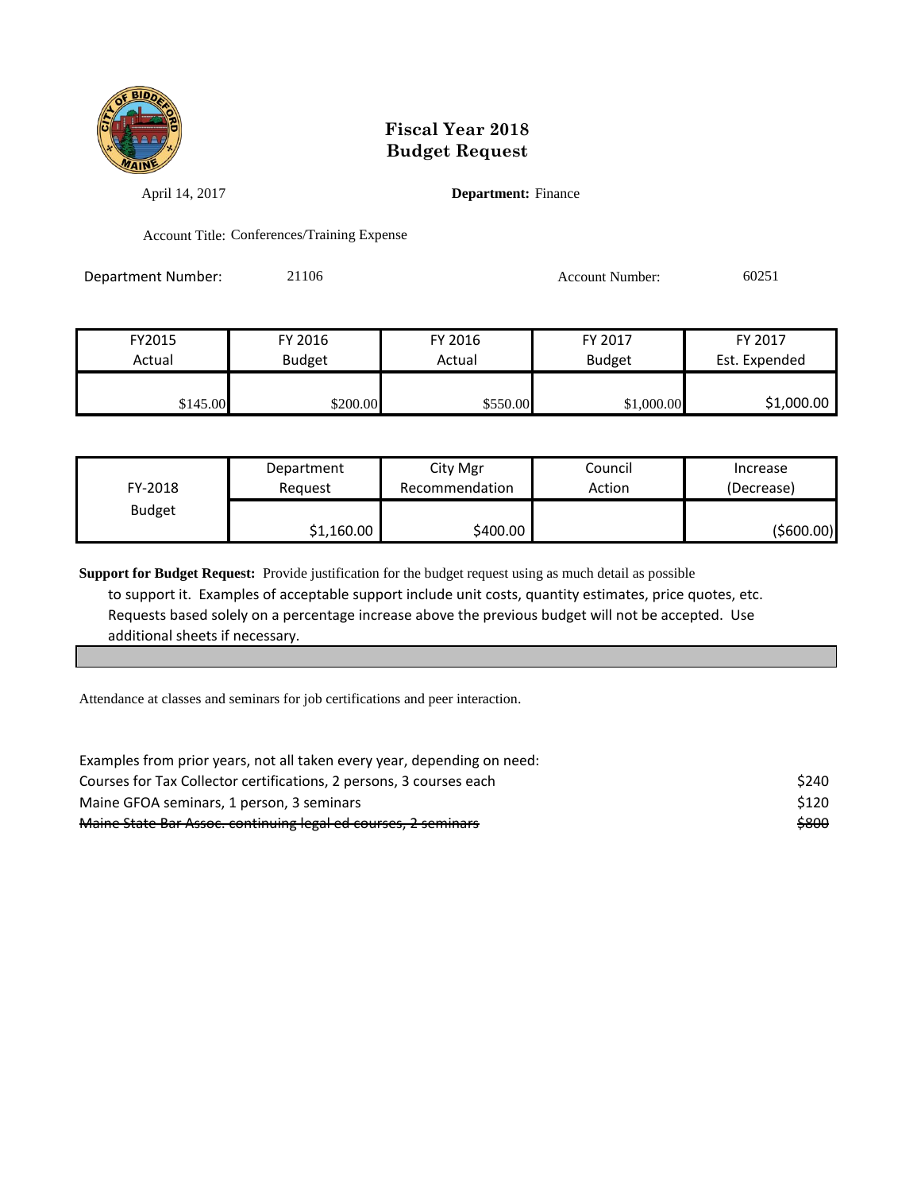# Fiscal Year 2018
# Budget Request

April 14, 2017 **Department:** Finance

Account Title: Conferences/Training Expense

Department Number: 21106 Account Number: 60251

| FY2015 Actual | FY 2016 Budget | FY 2016 Actual | FY 2017 Budget | FY 2017 Est. Expended |
|---|---|---|---|---|
| $145.00 | $200.00 | $550.00 | $1,000.00 | $1,000.00 |

| FY-2018 Budget | Department Request | City Mgr Recommendation | Council Action | Increase (Decrease) |
|---|---|---|---|---|
| | $1,160.00 | $400.00 | | ($600.00) |

**Support for Budget Request:** Provide justification for the budget request using as much detail as possible to support it. Examples of acceptable support include unit costs, quantity estimates, price quotes, etc. Requests based solely on a percentage increase above the previous budget will not be accepted. Use additional sheets if necessary.

Attendance at classes and seminars for job certifications and peer interaction.

Examples from prior years, not all taken every year, depending on need:

| | |
|---|---|
| Courses for Tax Collector certifications, 2 persons, 3 courses each | $240 |
| Maine GFOA seminars, 1 person, 3 seminars | $120 |
| ~~Maine State Bar Assoc. continuing legal ed courses, 2 seminars~~ | ~~$800~~ |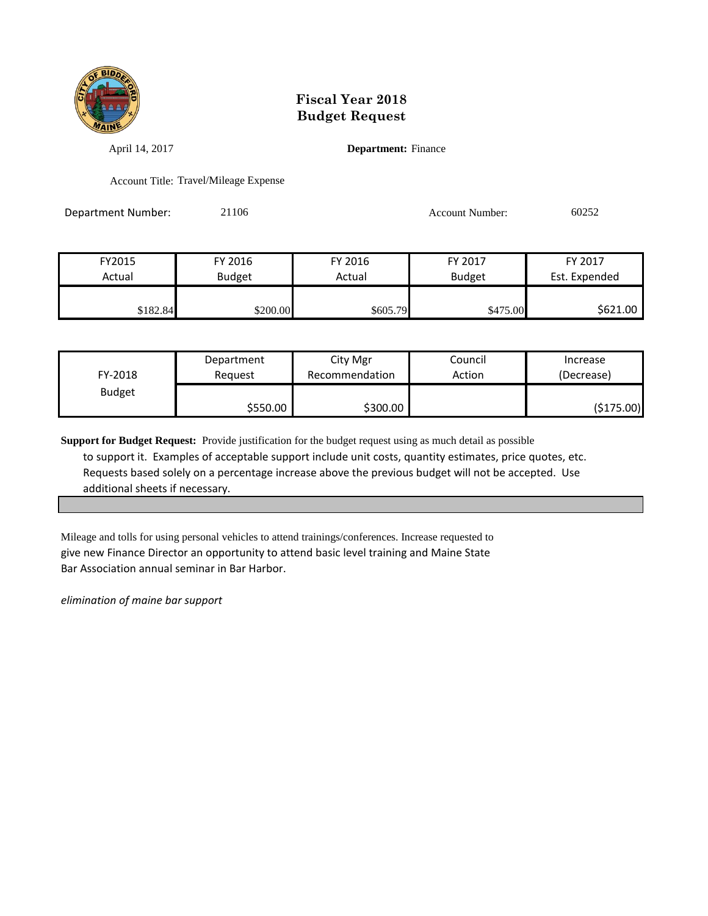# Fiscal Year 2018
# Budget Request

April 14, 2017

**Department:** Finance

Account Title: Travel/Mileage Expense

Department Number: 21106

Account Number: 60252

| FY2015 Actual | FY 2016 Budget | FY 2016 Actual | FY 2017 Budget | FY 2017 Est. Expended |
|---|---|---|---|---|
| $182.84 | $200.00 | $605.79 | $475.00 | $621.00 |

| FY-2018 Budget | Department Request | City Mgr Recommendation | Council Action | Increase (Decrease) |
|---|---|---|---|---|
| | $550.00 | $300.00 | | ($175.00) |

**Support for Budget Request:** Provide justification for the budget request using as much detail as possible to support it. Examples of acceptable support include unit costs, quantity estimates, price quotes, etc. Requests based solely on a percentage increase above the previous budget will not be accepted. Use additional sheets if necessary.

Mileage and tolls for using personal vehicles to attend trainings/conferences. Increase requested to give new Finance Director an opportunity to attend basic level training and Maine State Bar Association annual seminar in Bar Harbor.

*elimination of maine bar support*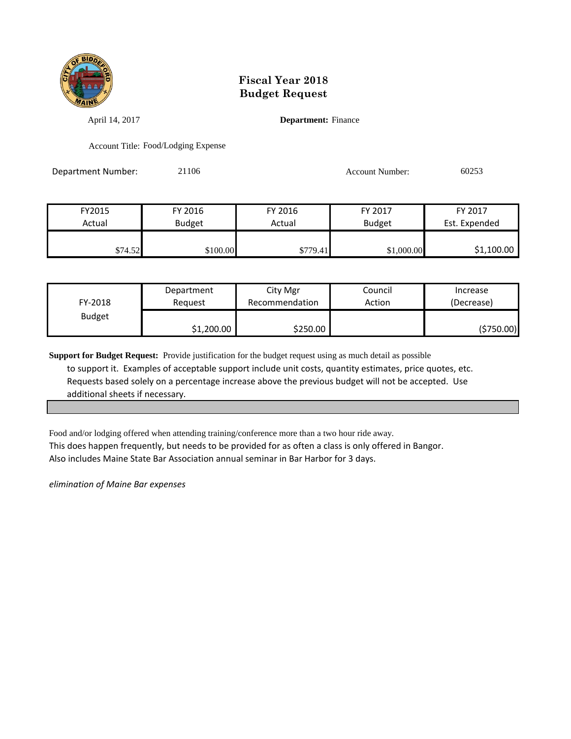# Fiscal Year 2018
# Budget Request

April 14, 2017

**Department:** Finance

Account Title: Food/Lodging Expense

Department Number: 21106

Account Number: 60253

| FY2015 Actual | FY 2016 Budget | FY 2016 Actual | FY 2017 Budget | FY 2017 Est. Expended |
|---|---|---|---|---|
| $74.52 | $100.00 | $779.41 | $1,000.00 | $1,100.00 |

| FY-2018 Budget | Department Request | City Mgr Recommendation | Council Action | Increase (Decrease) |
|---|---|---|---|---|
| | $1,200.00 | $250.00 | | ($750.00) |

**Support for Budget Request:** Provide justification for the budget request using as much detail as possible to support it. Examples of acceptable support include unit costs, quantity estimates, price quotes, etc. Requests based solely on a percentage increase above the previous budget will not be accepted. Use additional sheets if necessary.

Food and/or lodging offered when attending training/conference more than a two hour ride away.
This does happen frequently, but needs to be provided for as often a class is only offered in Bangor.
Also includes Maine State Bar Association annual seminar in Bar Harbor for 3 days.

*elimination of Maine Bar expenses*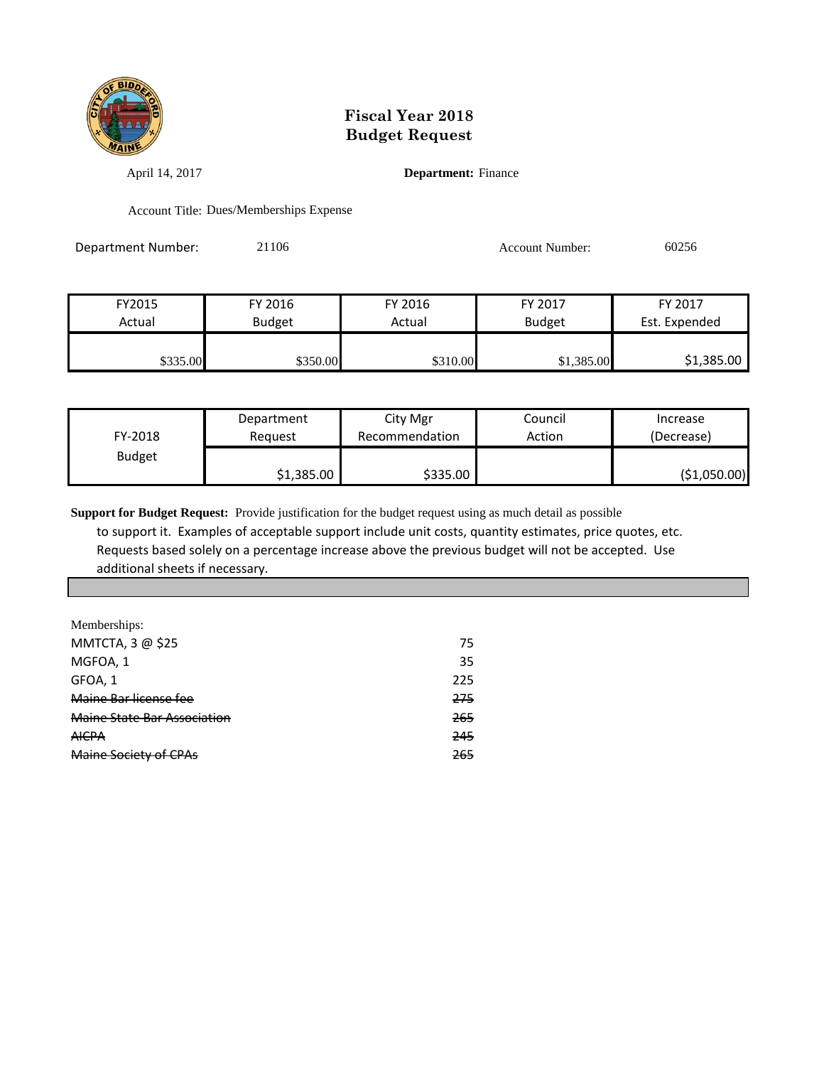# Fiscal Year 2018
# Budget Request

April 14, 2017

**Department:** Finance

Account Title: Dues/Memberships Expense

Department Number: 21106

Account Number: 60256

| FY2015 Actual | FY 2016 Budget | FY 2016 Actual | FY 2017 Budget | FY 2017 Est. Expended |
|---|---|---|---|---|
| $335.00 | $350.00 | $310.00 | $1,385.00 | $1,385.00 |

| FY-2018 Budget | Department Request | City Mgr Recommendation | Council Action | Increase (Decrease) |
|---|---|---|---|---|
| | $1,385.00 | $335.00 | | ($1,050.00) |

**Support for Budget Request:** Provide justification for the budget request using as much detail as possible to support it. Examples of acceptable support include unit costs, quantity estimates, price quotes, etc. Requests based solely on a percentage increase above the previous budget will not be accepted. Use additional sheets if necessary.

Memberships:

| | |
|---|---|
| MMTCTA, 3 @ $25 | 75 |
| MGFOA, 1 | 35 |
| GFOA, 1 | 225 |
| ~~Maine Bar license fee~~ | ~~275~~ |
| ~~Maine State Bar Association~~ | ~~265~~ |
| ~~AICPA~~ | ~~245~~ |
| ~~Maine Society of CPAs~~ | ~~265~~ |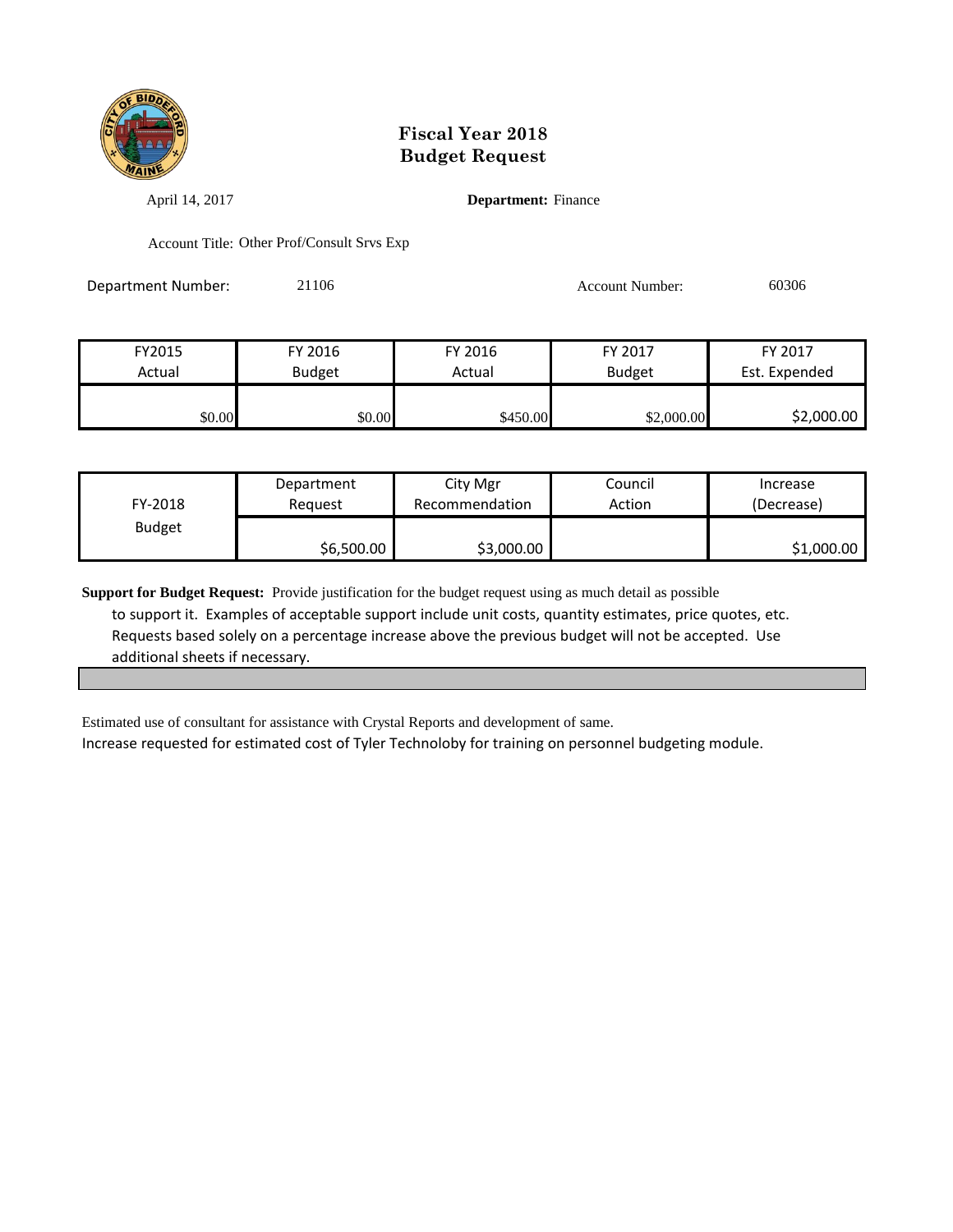# Fiscal Year 2018
# Budget Request

April 14, 2017

**Department:** Finance

Account Title: Other Prof/Consult Srvs Exp

Department Number: 21106

Account Number: 60306

| FY2015 Actual | FY 2016 Budget | FY 2016 Actual | FY 2017 Budget | FY 2017 Est. Expended |
|---|---|---|---|---|
| $0.00 | $0.00 | $450.00 | $2,000.00 | $2,000.00 |

| FY-2018 Budget | Department Request | City Mgr Recommendation | Council Action | Increase (Decrease) |
|---|---|---|---|---|
| | $6,500.00 | $3,000.00 | | $1,000.00 |

**Support for Budget Request:** Provide justification for the budget request using as much detail as possible to support it. Examples of acceptable support include unit costs, quantity estimates, price quotes, etc. Requests based solely on a percentage increase above the previous budget will not be accepted. Use additional sheets if necessary.

Estimated use of consultant for assistance with Crystal Reports and development of same.

Increase requested for estimated cost of Tyler Technoloby for training on personnel budgeting module.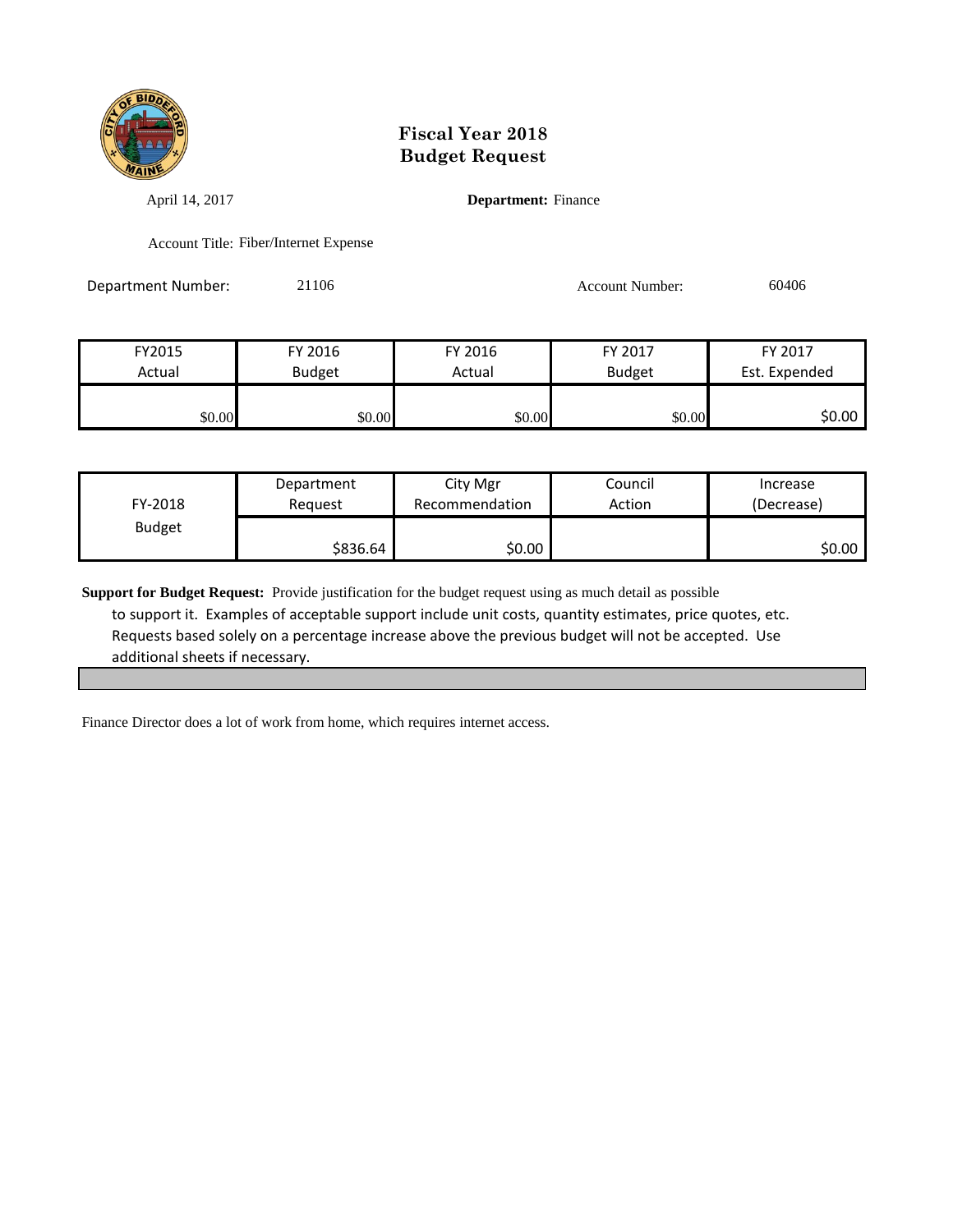# Fiscal Year 2018
# Budget Request

April 14, 2017 **Department:** Finance

Account Title: Fiber/Internet Expense

Department Number: 21106 Account Number: 60406

| FY2015 Actual | FY 2016 Budget | FY 2016 Actual | FY 2017 Budget | FY 2017 Est. Expended |
|---|---|---|---|---|
| $0.00 | $0.00 | $0.00 | $0.00 | $0.00 |

| FY-2018 Budget | Department Request | City Mgr Recommendation | Council Action | Increase (Decrease) |
|---|---|---|---|---|
| | $836.64 | $0.00 | | $0.00 |

**Support for Budget Request:** Provide justification for the budget request using as much detail as possible to support it. Examples of acceptable support include unit costs, quantity estimates, price quotes, etc. Requests based solely on a percentage increase above the previous budget will not be accepted. Use additional sheets if necessary.

Finance Director does a lot of work from home, which requires internet access.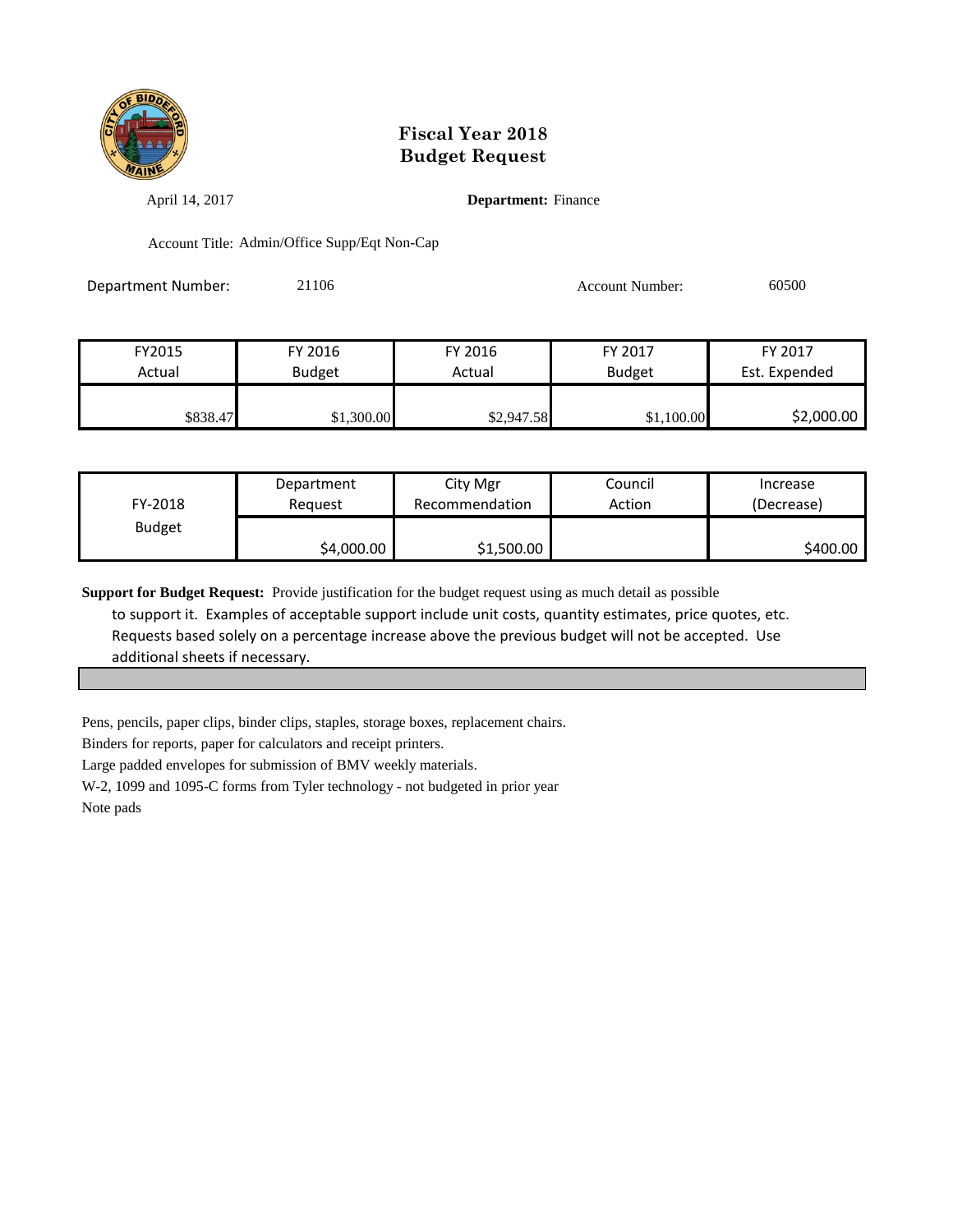# Fiscal Year 2018
# Budget Request

April 14, 2017

**Department:** Finance

Account Title: Admin/Office Supp/Eqt Non-Cap

Department Number: 21106

Account Number: 60500

| FY2015 Actual | FY 2016 Budget | FY 2016 Actual | FY 2017 Budget | FY 2017 Est. Expended |
|---|---|---|---|---|
| $838.47 | $1,300.00 | $2,947.58 | $1,100.00 | $2,000.00 |

| FY-2018 Budget | Department Request | City Mgr Recommendation | Council Action | Increase (Decrease) |
|---|---|---|---|---|
| | $4,000.00 | $1,500.00 | | $400.00 |

**Support for Budget Request:** Provide justification for the budget request using as much detail as possible to support it. Examples of acceptable support include unit costs, quantity estimates, price quotes, etc. Requests based solely on a percentage increase above the previous budget will not be accepted. Use additional sheets if necessary.

Pens, pencils, paper clips, binder clips, staples, storage boxes, replacement chairs.

Binders for reports, paper for calculators and receipt printers.

Large padded envelopes for submission of BMV weekly materials.

W-2, 1099 and 1095-C forms from Tyler technology - not budgeted in prior year

Note pads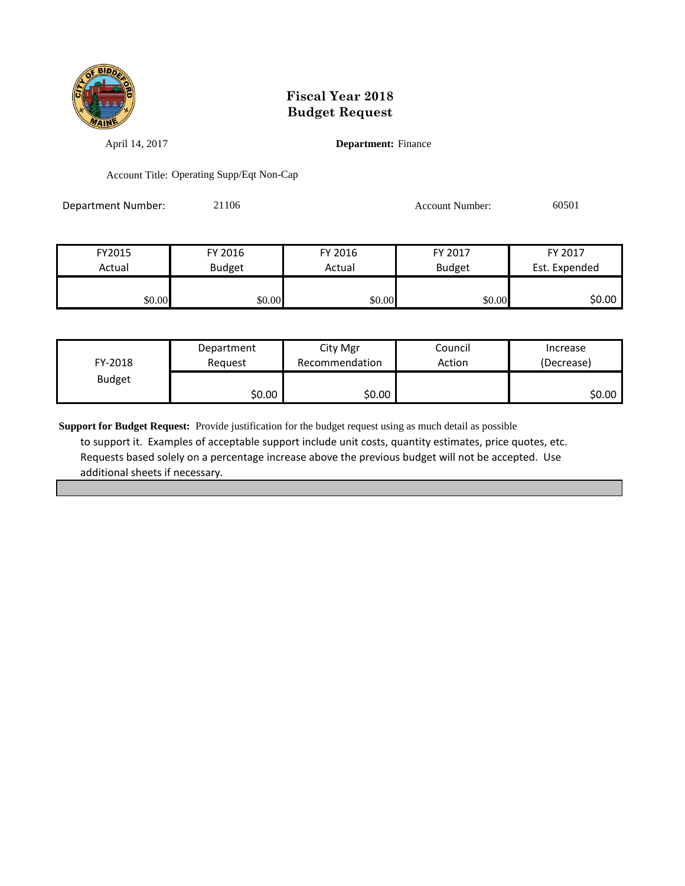# Fiscal Year 2018
# Budget Request

April 14, 2017

**Department:** Finance

Account Title: Operating Supp/Eqt Non-Cap

Department Number: 21106

Account Number: 60501

| FY2015 Actual | FY 2016 Budget | FY 2016 Actual | FY 2017 Budget | FY 2017 Est. Expended |
|---|---|---|---|---|
| $0.00 | $0.00 | $0.00 | $0.00 | $0.00 |

| FY-2018 Budget | Department Request | City Mgr Recommendation | Council Action | Increase (Decrease) |
|---|---|---|---|---|
| | $0.00 | $0.00 | | $0.00 |

**Support for Budget Request:** Provide justification for the budget request using as much detail as possible to support it. Examples of acceptable support include unit costs, quantity estimates, price quotes, etc. Requests based solely on a percentage increase above the previous budget will not be accepted. Use additional sheets if necessary.